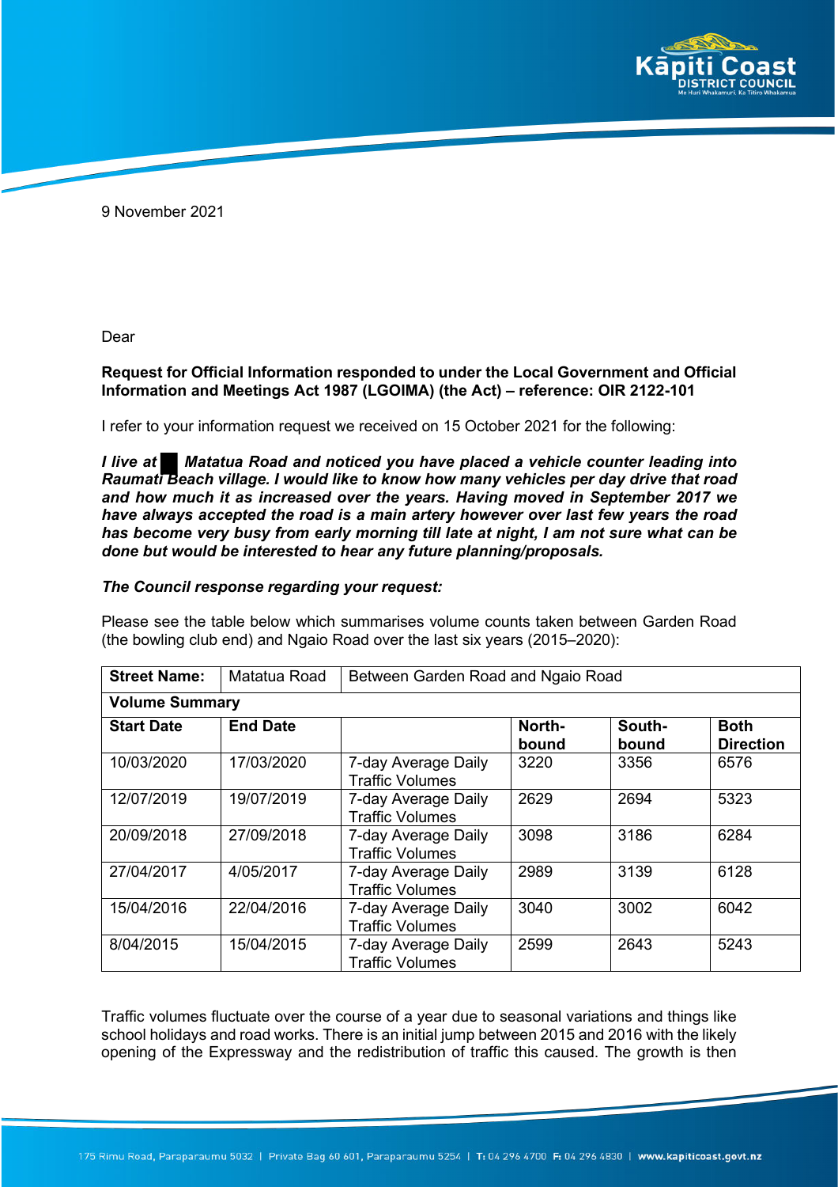9 November 2021

Dear

**Request for Official Information responded to under the Local Government and Official Information and Meetings Act 1987 (LGOIMA) (the Act) – reference: OIR 2122-101**

I refer to your information request we received on 15 October 2021 for the following:

***I live at █ Matatua Road and noticed you have placed a vehicle counter leading into Raumati Beach village. I would like to know how many vehicles per day drive that road and how much it as increased over the years. Having moved in September 2017 we have always accepted the road is a main artery however over last few years the road has become very busy from early morning till late at night, I am not sure what can be done but would be interested to hear any future planning/proposals.***

***The Council response regarding your request:***

Please see the table below which summarises volume counts taken between Garden Road (the bowling club end) and Ngaio Road over the last six years (2015–2020):

| **Street Name:** | Matatua Road | Between Garden Road and Ngaio Road | | | |
|---|---|---|---|---|---|
| **Volume Summary** | | | | | |
| **Start Date** | **End Date** | | **North-bound** | **South-bound** | **Both Direction** |
| 10/03/2020 | 17/03/2020 | 7-day Average Daily Traffic Volumes | 3220 | 3356 | 6576 |
| 12/07/2019 | 19/07/2019 | 7-day Average Daily Traffic Volumes | 2629 | 2694 | 5323 |
| 20/09/2018 | 27/09/2018 | 7-day Average Daily Traffic Volumes | 3098 | 3186 | 6284 |
| 27/04/2017 | 4/05/2017 | 7-day Average Daily Traffic Volumes | 2989 | 3139 | 6128 |
| 15/04/2016 | 22/04/2016 | 7-day Average Daily Traffic Volumes | 3040 | 3002 | 6042 |
| 8/04/2015 | 15/04/2015 | 7-day Average Daily Traffic Volumes | 2599 | 2643 | 5243 |

Traffic volumes fluctuate over the course of a year due to seasonal variations and things like school holidays and road works. There is an initial jump between 2015 and 2016 with the likely opening of the Expressway and the redistribution of traffic this caused. The growth is then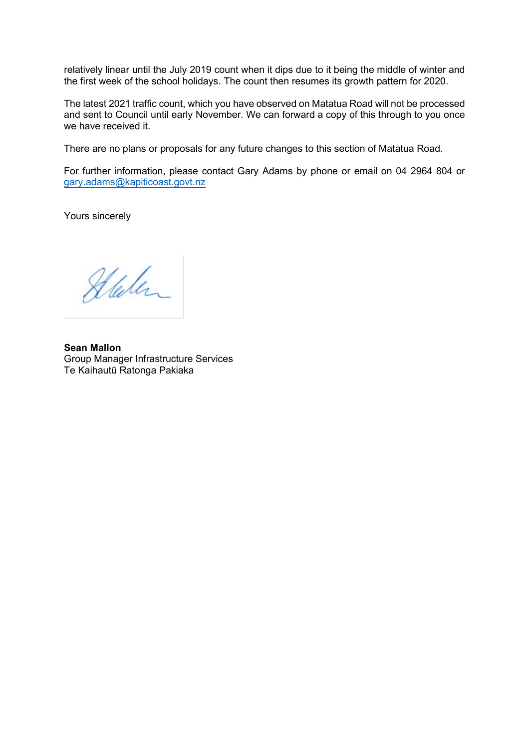relatively linear until the July 2019 count when it dips due to it being the middle of winter and the first week of the school holidays. The count then resumes its growth pattern for 2020.

The latest 2021 traffic count, which you have observed on Matatua Road will not be processed and sent to Council until early November. We can forward a copy of this through to you once we have received it.

There are no plans or proposals for any future changes to this section of Matatua Road.

For further information, please contact Gary Adams by phone or email on 04 2964 804 or gary.adams@kapiticoast.govt.nz

Yours sincerely

**Sean Mallon**
Group Manager Infrastructure Services
Te Kaihautū Ratonga Pakiaka